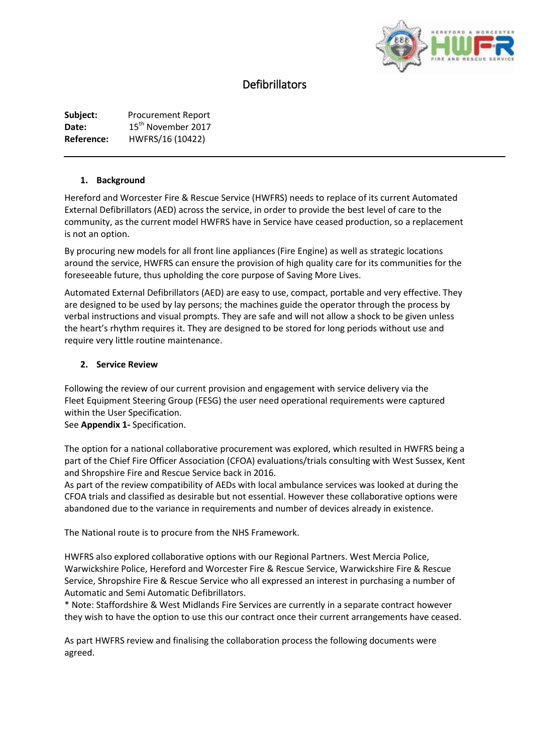# Defibrillators

**Subject:** Procurement Report
**Date:** 15th November 2017
**Reference:** HWFRS/16 (10422)

---

## 1. Background

Hereford and Worcester Fire & Rescue Service (HWFRS) needs to replace of its current Automated External Defibrillators (AED) across the service, in order to provide the best level of care to the community, as the current model HWFRS have in Service have ceased production, so a replacement is not an option.

By procuring new models for all front line appliances (Fire Engine) as well as strategic locations around the service, HWFRS can ensure the provision of high quality care for its communities for the foreseeable future, thus upholding the core purpose of Saving More Lives.

Automated External Defibrillators (AED) are easy to use, compact, portable and very effective. They are designed to be used by lay persons; the machines guide the operator through the process by verbal instructions and visual prompts. They are safe and will not allow a shock to be given unless the heart's rhythm requires it. They are designed to be stored for long periods without use and require very little routine maintenance.

## 2. Service Review

Following the review of our current provision and engagement with service delivery via the Fleet Equipment Steering Group (FESG) the user need operational requirements were captured within the User Specification.
See **Appendix 1-** Specification.

The option for a national collaborative procurement was explored, which resulted in HWFRS being a part of the Chief Fire Officer Association (CFOA) evaluations/trials consulting with West Sussex, Kent and Shropshire Fire and Rescue Service back in 2016.
As part of the review compatibility of AEDs with local ambulance services was looked at during the CFOA trials and classified as desirable but not essential. However these collaborative options were abandoned due to the variance in requirements and number of devices already in existence.

The National route is to procure from the NHS Framework.

HWFRS also explored collaborative options with our Regional Partners. West Mercia Police, Warwickshire Police, Hereford and Worcester Fire & Rescue Service, Warwickshire Fire & Rescue Service, Shropshire Fire & Rescue Service who all expressed an interest in purchasing a number of Automatic and Semi Automatic Defibrillators.
* Note: Staffordshire & West Midlands Fire Services are currently in a separate contract however they wish to have the option to use this our contract once their current arrangements have ceased.

As part HWFRS review and finalising the collaboration process the following documents were agreed.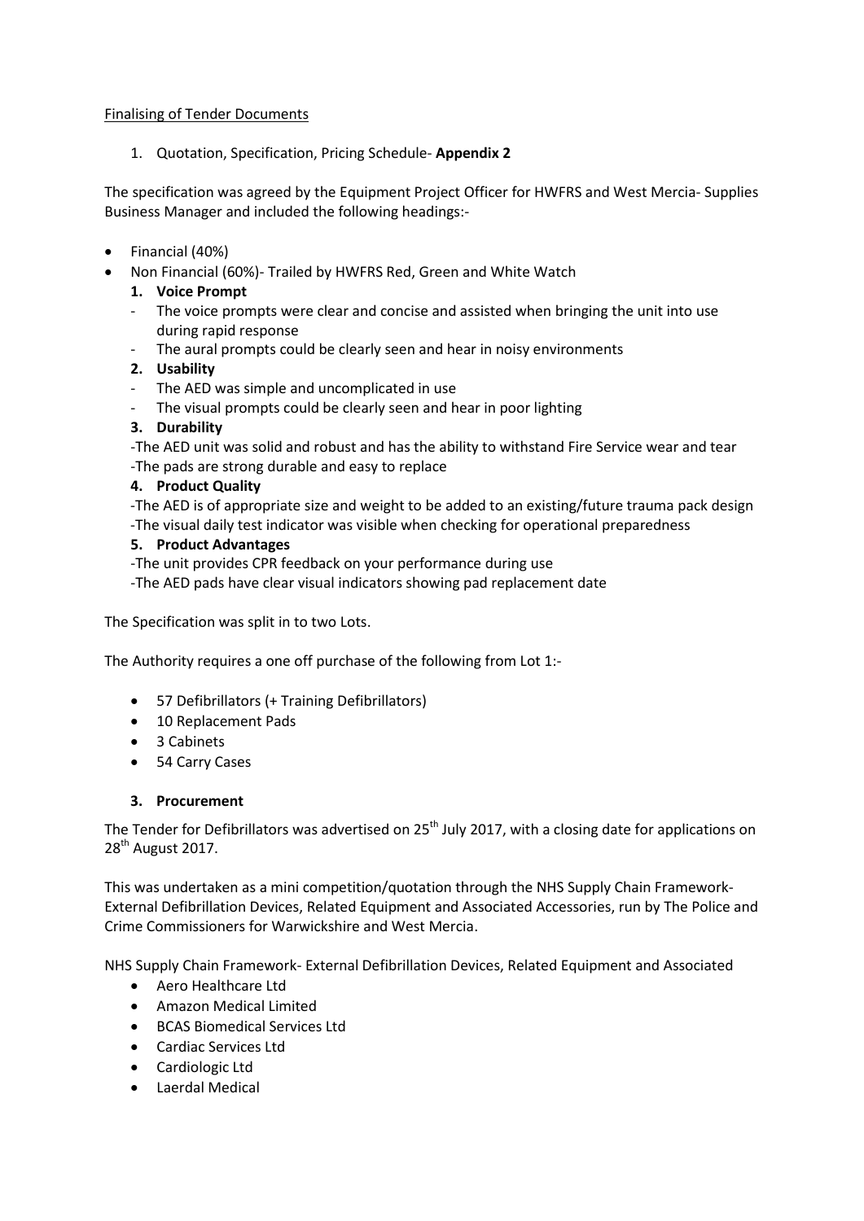<u>Finalising of Tender Documents</u>

1. Quotation, Specification, Pricing Schedule- **Appendix 2**

The specification was agreed by the Equipment Project Officer for HWFRS and West Mercia- Supplies Business Manager and included the following headings:-

- Financial (40%)
- Non Financial (60%)- Trailed by HWFRS Red, Green and White Watch
  1. **Voice Prompt**
     - The voice prompts were clear and concise and assisted when bringing the unit into use during rapid response
     - The aural prompts could be clearly seen and hear in noisy environments
  2. **Usability**
     - The AED was simple and uncomplicated in use
     - The visual prompts could be clearly seen and hear in poor lighting
  3. **Durability**

     -The AED unit was solid and robust and has the ability to withstand Fire Service wear and tear
     -The pads are strong durable and easy to replace
  4. **Product Quality**

     -The AED is of appropriate size and weight to be added to an existing/future trauma pack design
     -The visual daily test indicator was visible when checking for operational preparedness
  5. **Product Advantages**

     -The unit provides CPR feedback on your performance during use
     -The AED pads have clear visual indicators showing pad replacement date

The Specification was split in to two Lots.

The Authority requires a one off purchase of the following from Lot 1:-

- 57 Defibrillators (+ Training Defibrillators)
- 10 Replacement Pads
- 3 Cabinets
- 54 Carry Cases

### 3. Procurement

The Tender for Defibrillators was advertised on 25th July 2017, with a closing date for applications on 28th August 2017.

This was undertaken as a mini competition/quotation through the NHS Supply Chain Framework- External Defibrillation Devices, Related Equipment and Associated Accessories, run by The Police and Crime Commissioners for Warwickshire and West Mercia.

NHS Supply Chain Framework- External Defibrillation Devices, Related Equipment and Associated

- Aero Healthcare Ltd
- Amazon Medical Limited
- BCAS Biomedical Services Ltd
- Cardiac Services Ltd
- Cardiologic Ltd
- Laerdal Medical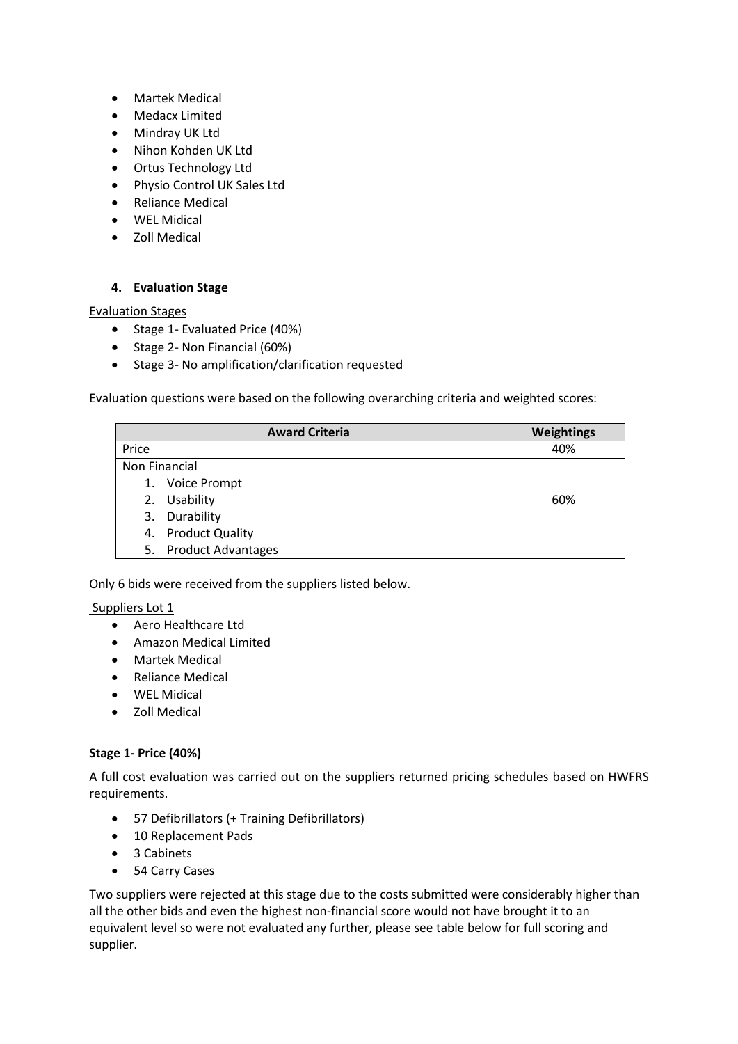- Martek Medical
- Medacx Limited
- Mindray UK Ltd
- Nihon Kohden UK Ltd
- Ortus Technology Ltd
- Physio Control UK Sales Ltd
- Reliance Medical
- WEL Midical
- Zoll Medical

### 4. Evaluation Stage

Evaluation Stages

- Stage 1- Evaluated Price (40%)
- Stage 2- Non Financial (60%)
- Stage 3- No amplification/clarification requested

Evaluation questions were based on the following overarching criteria and weighted scores:

| Award Criteria | Weightings |
|---|---|
| Price | 40% |
| Non Financial<br>1. Voice Prompt<br>2. Usability<br>3. Durability<br>4. Product Quality<br>5. Product Advantages | 60% |

Only 6 bids were received from the suppliers listed below.

Suppliers Lot 1

- Aero Healthcare Ltd
- Amazon Medical Limited
- Martek Medical
- Reliance Medical
- WEL Midical
- Zoll Medical

**Stage 1- Price (40%)**

A full cost evaluation was carried out on the suppliers returned pricing schedules based on HWFRS requirements.

- 57 Defibrillators (+ Training Defibrillators)
- 10 Replacement Pads
- 3 Cabinets
- 54 Carry Cases

Two suppliers were rejected at this stage due to the costs submitted were considerably higher than all the other bids and even the highest non-financial score would not have brought it to an equivalent level so were not evaluated any further, please see table below for full scoring and supplier.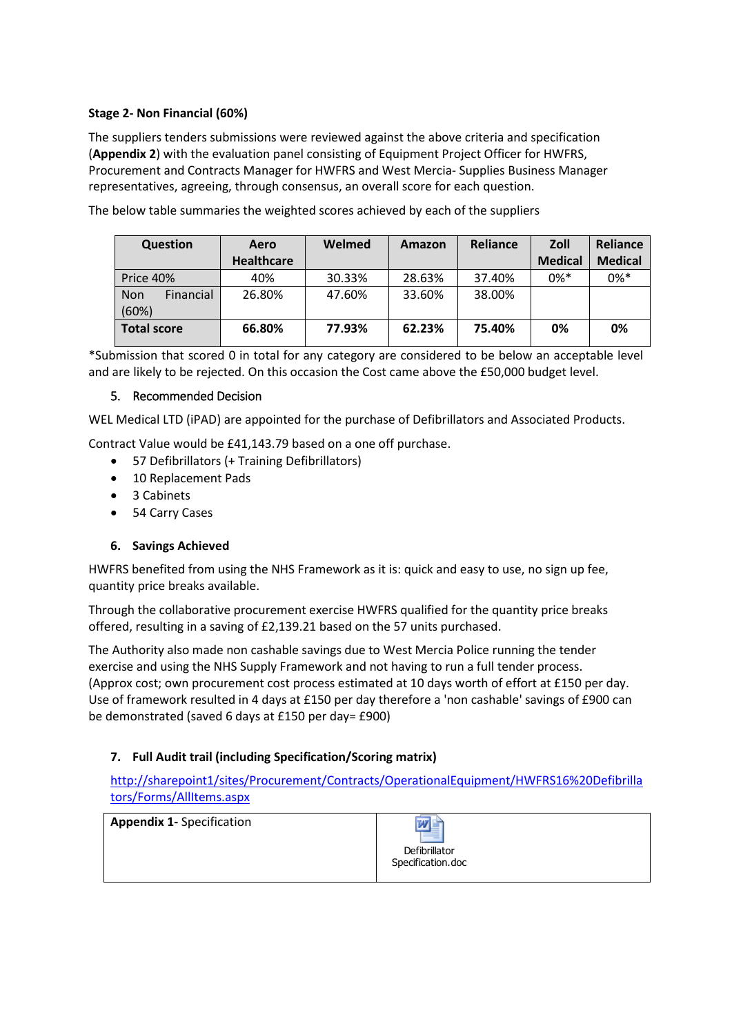**Stage 2- Non Financial (60%)**

The suppliers tenders submissions were reviewed against the above criteria and specification (**Appendix 2**) with the evaluation panel consisting of Equipment Project Officer for HWFRS, Procurement and Contracts Manager for HWFRS and West Mercia- Supplies Business Manager representatives, agreeing, through consensus, an overall score for each question.

The below table summaries the weighted scores achieved by each of the suppliers

| Question | Aero Healthcare | Welmed | Amazon | Reliance | Zoll Medical | Reliance Medical |
|---|---|---|---|---|---|---|
| Price 40% | 40% | 30.33% | 28.63% | 37.40% | 0%* | 0%* |
| Non Financial (60%) | 26.80% | 47.60% | 33.60% | 38.00% | | |
| **Total score** | **66.80%** | **77.93%** | **62.23%** | **75.40%** | **0%** | **0%** |

*Submission that scored 0 in total for any category are considered to be below an acceptable level and are likely to be rejected. On this occasion the Cost came above the £50,000 budget level.

5. Recommended Decision

WEL Medical LTD (iPAD) are appointed for the purchase of Defibrillators and Associated Products.

Contract Value would be £41,143.79 based on a one off purchase.

- 57 Defibrillators (+ Training Defibrillators)
- 10 Replacement Pads
- 3 Cabinets
- 54 Carry Cases

6. **Savings Achieved**

HWFRS benefited from using the NHS Framework as it is: quick and easy to use, no sign up fee, quantity price breaks available.

Through the collaborative procurement exercise HWFRS qualified for the quantity price breaks offered, resulting in a saving of £2,139.21 based on the 57 units purchased.

The Authority also made non cashable savings due to West Mercia Police running the tender exercise and using the NHS Supply Framework and not having to run a full tender process. (Approx cost; own procurement cost process estimated at 10 days worth of effort at £150 per day. Use of framework resulted in 4 days at £150 per day therefore a 'non cashable' savings of £900 can be demonstrated (saved 6 days at £150 per day= £900)

7. **Full Audit trail (including Specification/Scoring matrix)**

http://sharepoint1/sites/Procurement/Contracts/OperationalEquipment/HWFRS16%20Defibrillators/Forms/AllItems.aspx

| **Appendix 1-** Specification | Defibrillator Specification.doc |
|---|---|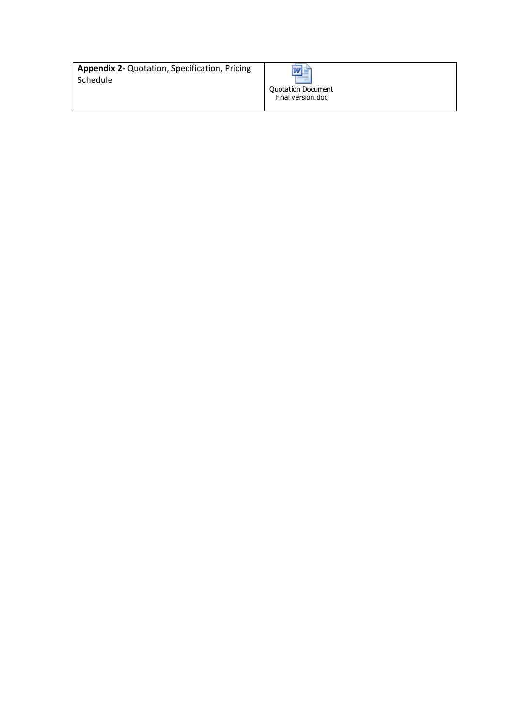| | |
|---|---|
| **Appendix 2-** Quotation, Specification, Pricing Schedule | Quotation Document Final version.doc |